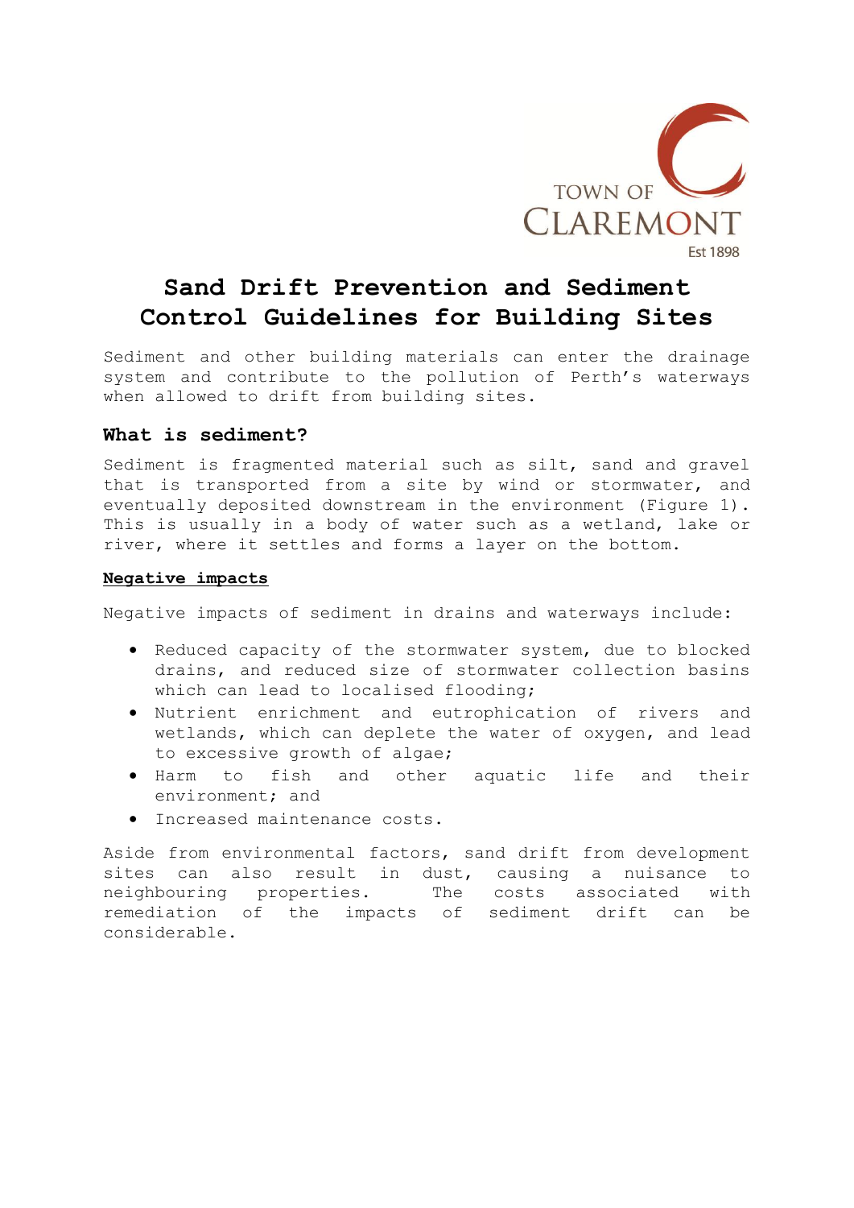TOWN OF CLAREMONT
Est 1898

# Sand Drift Prevention and Sediment Control Guidelines for Building Sites

Sediment and other building materials can enter the drainage system and contribute to the pollution of Perth's waterways when allowed to drift from building sites.

## What is sediment?

Sediment is fragmented material such as silt, sand and gravel that is transported from a site by wind or stormwater, and eventually deposited downstream in the environment (Figure 1). This is usually in a body of water such as a wetland, lake or river, where it settles and forms a layer on the bottom.

### Negative impacts

Negative impacts of sediment in drains and waterways include:

- Reduced capacity of the stormwater system, due to blocked drains, and reduced size of stormwater collection basins which can lead to localised flooding;
- Nutrient enrichment and eutrophication of rivers and wetlands, which can deplete the water of oxygen, and lead to excessive growth of algae;
- Harm to fish and other aquatic life and their environment; and
- Increased maintenance costs.

Aside from environmental factors, sand drift from development sites can also result in dust, causing a nuisance to neighbouring properties. The costs associated with remediation of the impacts of sediment drift can be considerable.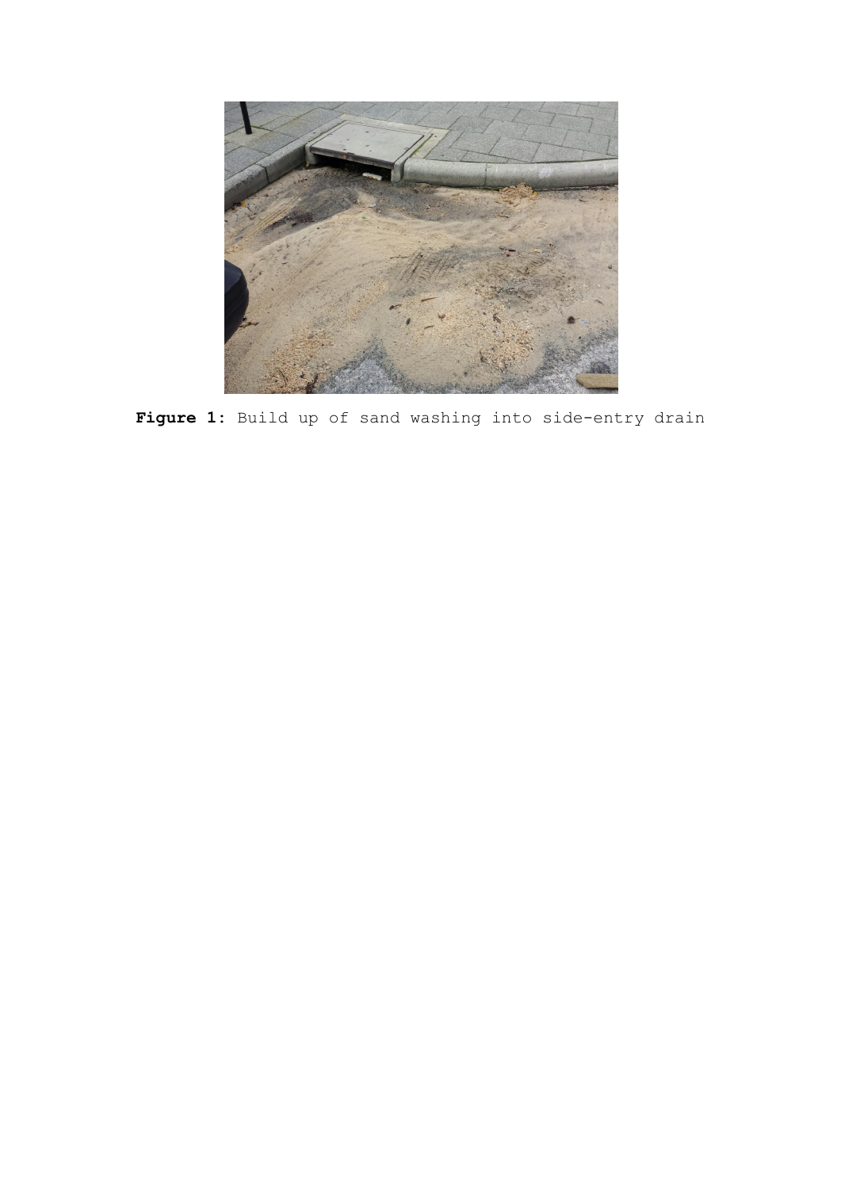**Figure 1:** Build up of sand washing into side-entry drain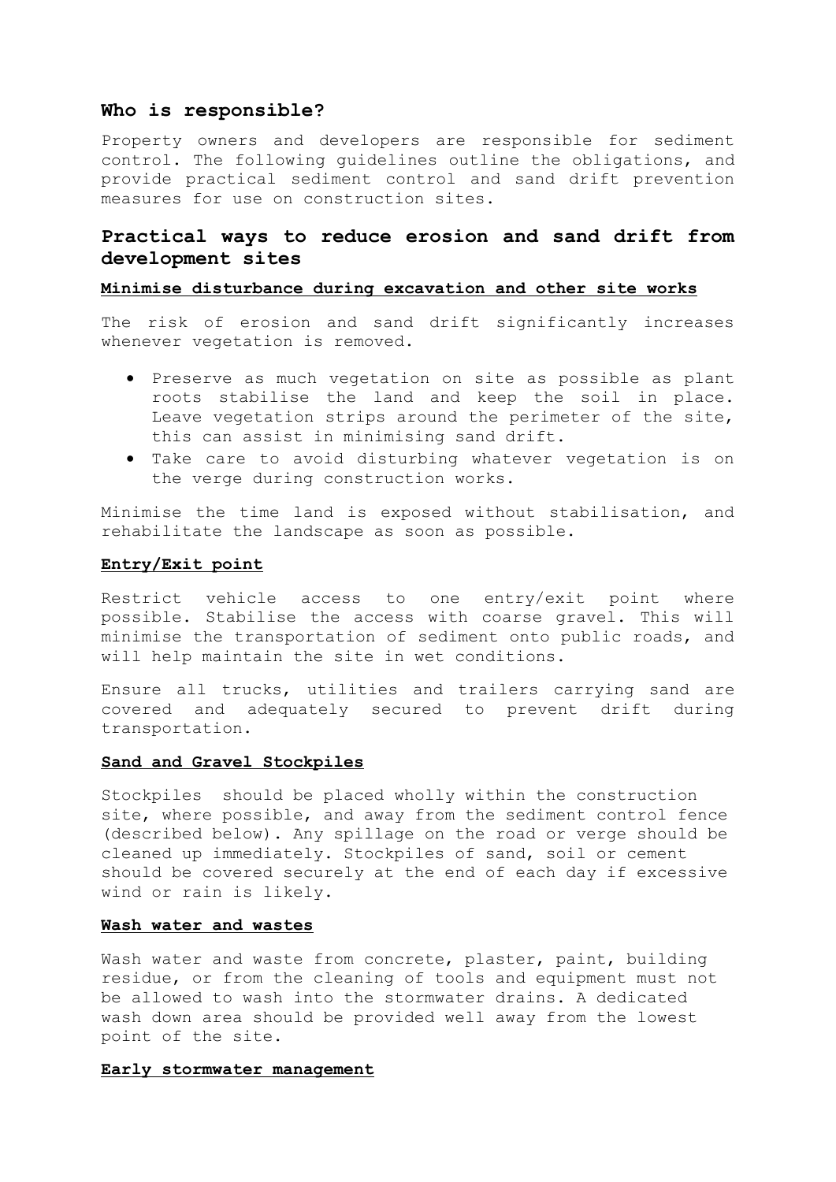## Who is responsible?

Property owners and developers are responsible for sediment control. The following guidelines outline the obligations, and provide practical sediment control and sand drift prevention measures for use on construction sites.

## Practical ways to reduce erosion and sand drift from development sites

### Minimise disturbance during excavation and other site works

The risk of erosion and sand drift significantly increases whenever vegetation is removed.

- Preserve as much vegetation on site as possible as plant roots stabilise the land and keep the soil in place. Leave vegetation strips around the perimeter of the site, this can assist in minimising sand drift.
- Take care to avoid disturbing whatever vegetation is on the verge during construction works.

Minimise the time land is exposed without stabilisation, and rehabilitate the landscape as soon as possible.

### Entry/Exit point

Restrict vehicle access to one entry/exit point where possible. Stabilise the access with coarse gravel. This will minimise the transportation of sediment onto public roads, and will help maintain the site in wet conditions.

Ensure all trucks, utilities and trailers carrying sand are covered and adequately secured to prevent drift during transportation.

### Sand and Gravel Stockpiles

Stockpiles should be placed wholly within the construction site, where possible, and away from the sediment control fence (described below). Any spillage on the road or verge should be cleaned up immediately. Stockpiles of sand, soil or cement should be covered securely at the end of each day if excessive wind or rain is likely.

### Wash water and wastes

Wash water and waste from concrete, plaster, paint, building residue, or from the cleaning of tools and equipment must not be allowed to wash into the stormwater drains. A dedicated wash down area should be provided well away from the lowest point of the site.

### Early stormwater management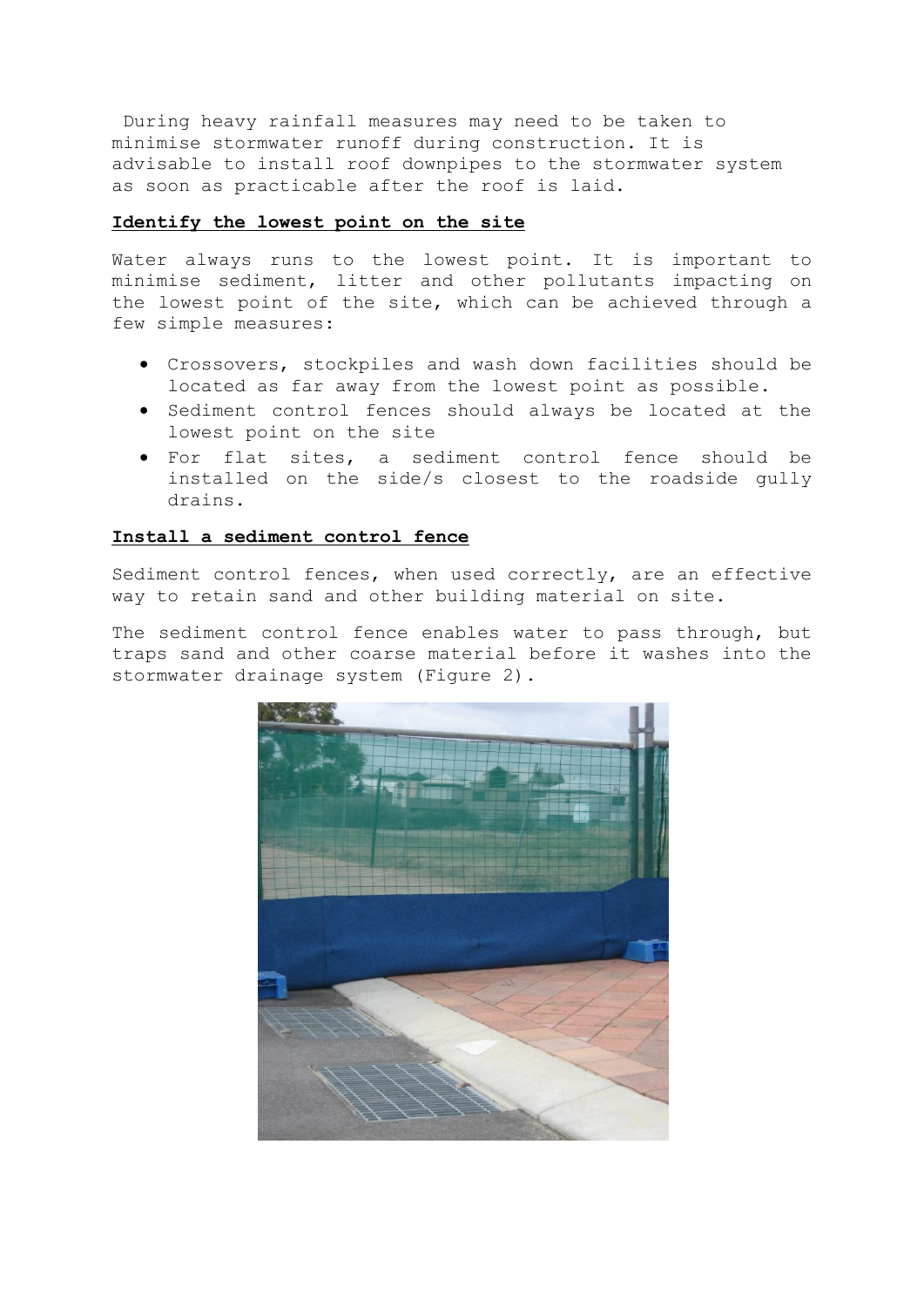During heavy rainfall measures may need to be taken to minimise stormwater runoff during construction. It is advisable to install roof downpipes to the stormwater system as soon as practicable after the roof is laid.

## **Identify the lowest point on the site**

Water always runs to the lowest point. It is important to minimise sediment, litter and other pollutants impacting on the lowest point of the site, which can be achieved through a few simple measures:

- Crossovers, stockpiles and wash down facilities should be located as far away from the lowest point as possible.
- Sediment control fences should always be located at the lowest point on the site
- For flat sites, a sediment control fence should be installed on the side/s closest to the roadside gully drains.

## **Install a sediment control fence**

Sediment control fences, when used correctly, are an effective way to retain sand and other building material on site.

The sediment control fence enables water to pass through, but traps sand and other coarse material before it washes into the stormwater drainage system (Figure 2).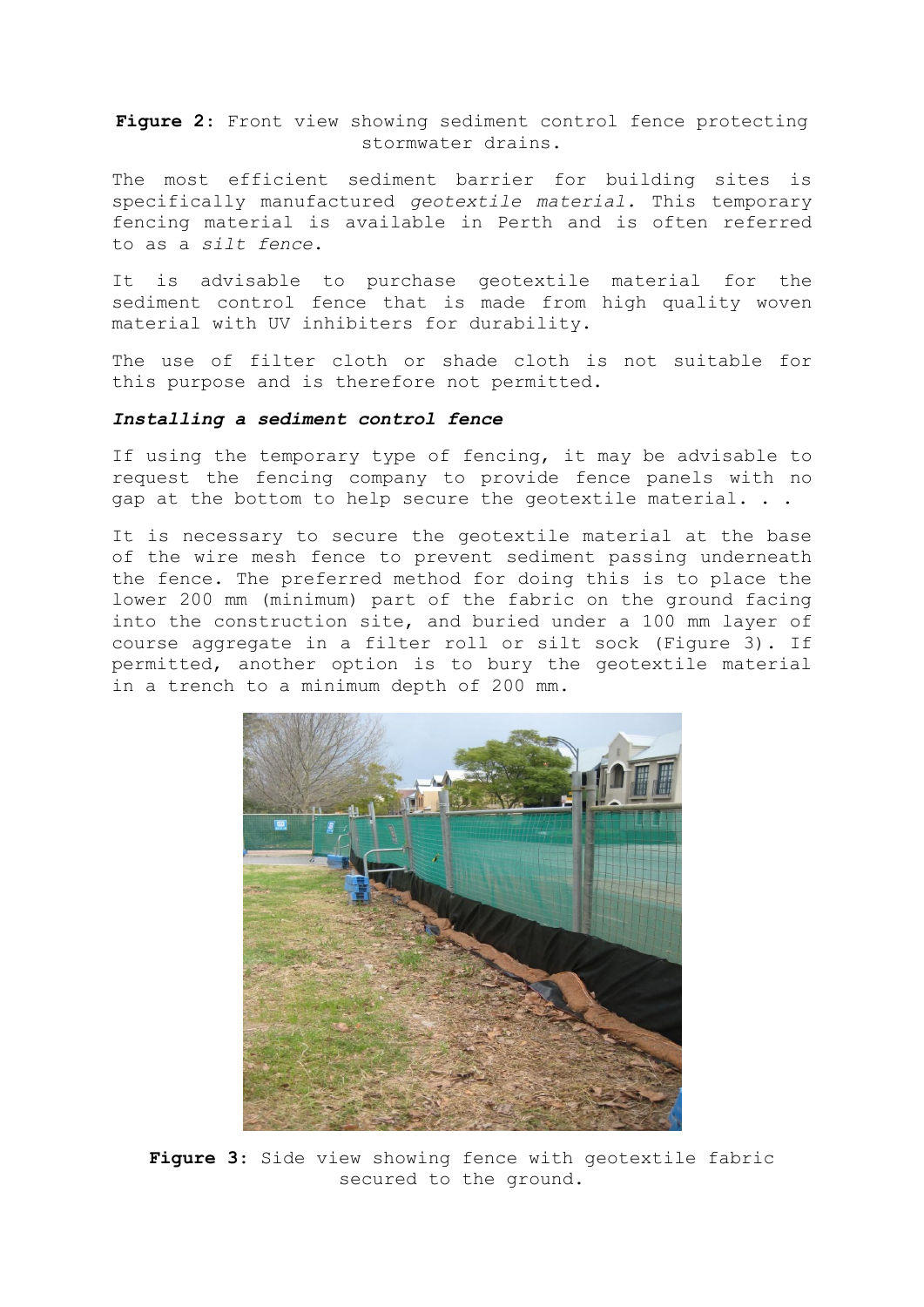**Figure 2:** Front view showing sediment control fence protecting stormwater drains.

The most efficient sediment barrier for building sites is specifically manufactured *geotextile material.* This temporary fencing material is available in Perth and is often referred to as a *silt fence*.

It is advisable to purchase geotextile material for the sediment control fence that is made from high quality woven material with UV inhibiters for durability.

The use of filter cloth or shade cloth is not suitable for this purpose and is therefore not permitted.

***Installing a sediment control fence***

If using the temporary type of fencing, it may be advisable to request the fencing company to provide fence panels with no gap at the bottom to help secure the geotextile material. . .

It is necessary to secure the geotextile material at the base of the wire mesh fence to prevent sediment passing underneath the fence. The preferred method for doing this is to place the lower 200 mm (minimum) part of the fabric on the ground facing into the construction site, and buried under a 100 mm layer of course aggregate in a filter roll or silt sock (Figure 3). If permitted, another option is to bury the geotextile material in a trench to a minimum depth of 200 mm.

**Figure 3:** Side view showing fence with geotextile fabric secured to the ground.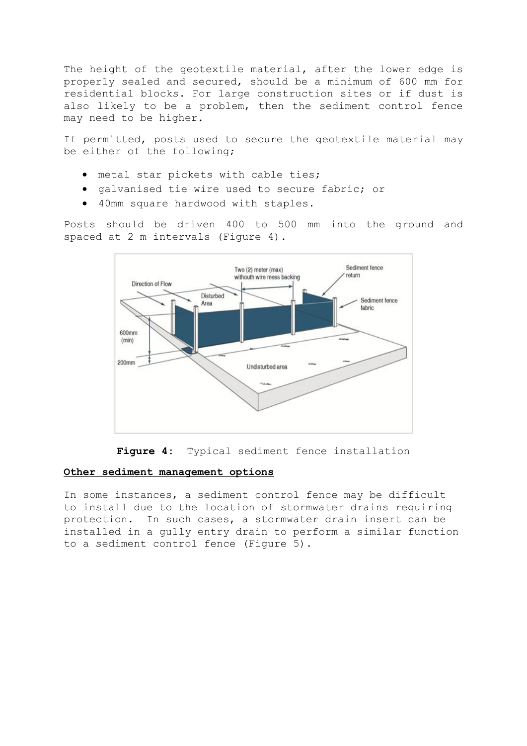The height of the geotextile material, after the lower edge is properly sealed and secured, should be a minimum of 600 mm for residential blocks. For large construction sites or if dust is also likely to be a problem, then the sediment control fence may need to be higher.

If permitted, posts used to secure the geotextile material may be either of the following;

- metal star pickets with cable ties;
- galvanised tie wire used to secure fabric; or
- 40mm square hardwood with staples.

Posts should be driven 400 to 500 mm into the ground and spaced at 2 m intervals (Figure 4).

**Figure 4**: Typical sediment fence installation

**Other sediment management options**

In some instances, a sediment control fence may be difficult to install due to the location of stormwater drains requiring protection. In such cases, a stormwater drain insert can be installed in a gully entry drain to perform a similar function to a sediment control fence (Figure 5).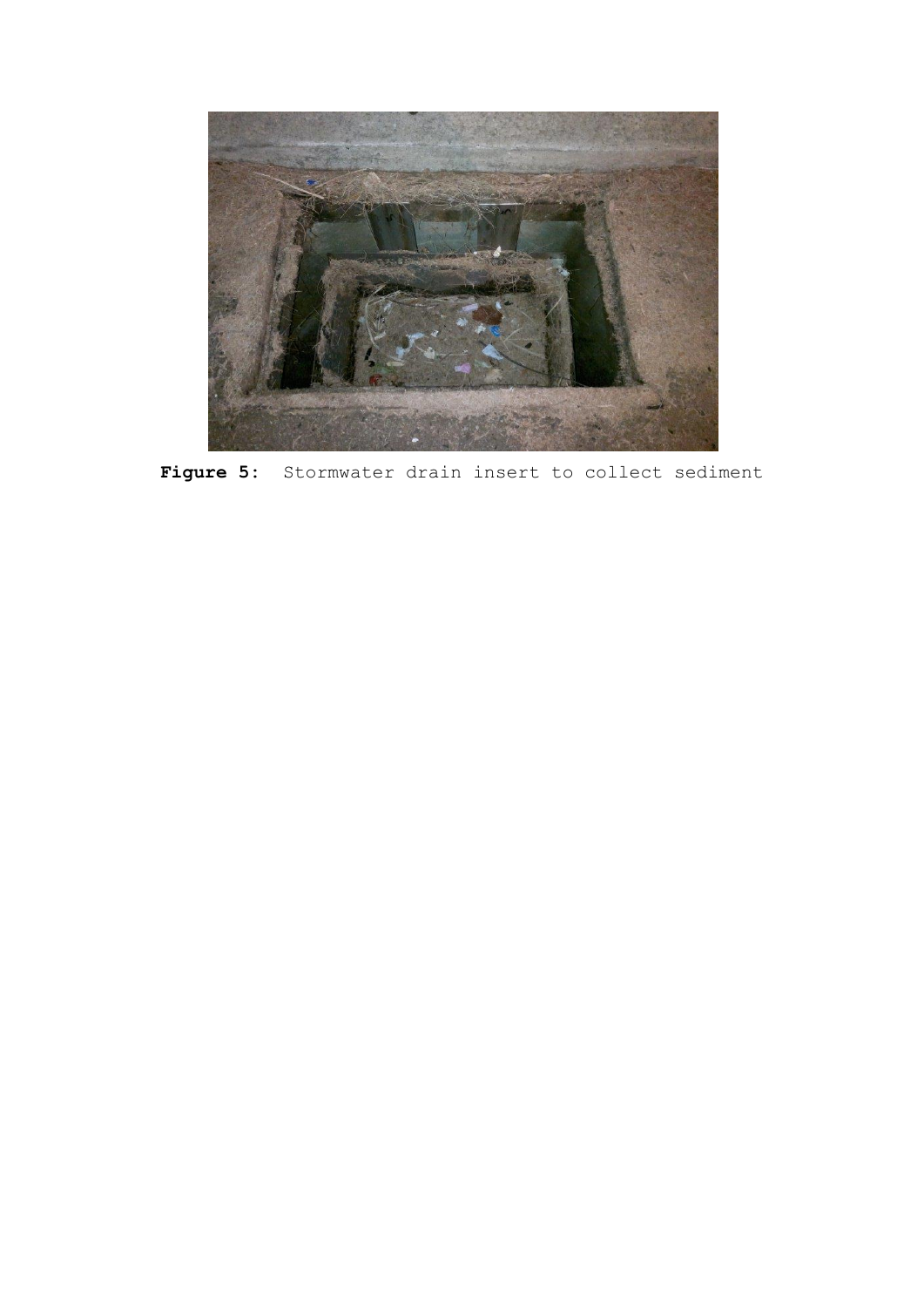**Figure 5:** Stormwater drain insert to collect sediment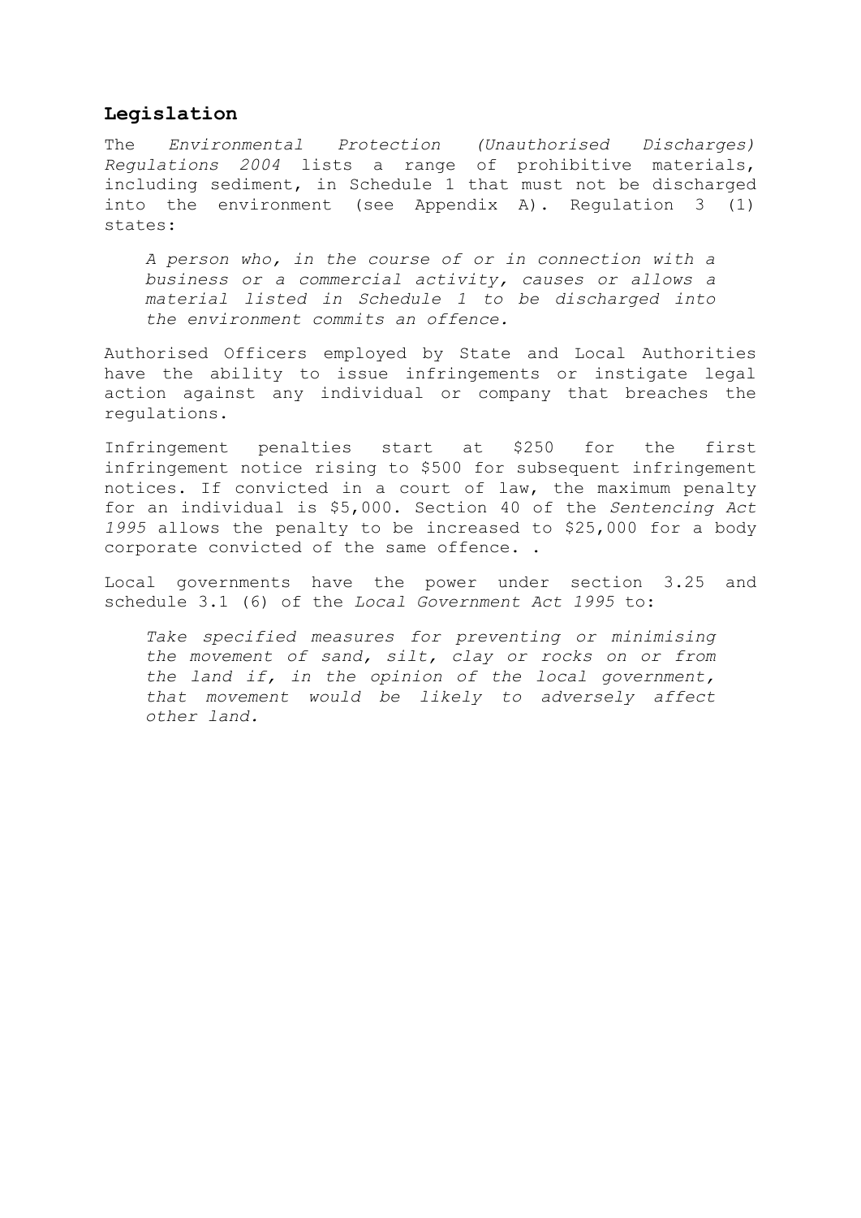## Legislation

The *Environmental Protection (Unauthorised Discharges) Regulations 2004* lists a range of prohibitive materials, including sediment, in Schedule 1 that must not be discharged into the environment (see Appendix A). Regulation 3 (1) states:

> *A person who, in the course of or in connection with a business or a commercial activity, causes or allows a material listed in Schedule 1 to be discharged into the environment commits an offence.*

Authorised Officers employed by State and Local Authorities have the ability to issue infringements or instigate legal action against any individual or company that breaches the regulations.

Infringement penalties start at $250 for the first infringement notice rising to $500 for subsequent infringement notices. If convicted in a court of law, the maximum penalty for an individual is $5,000. Section 40 of the *Sentencing Act 1995* allows the penalty to be increased to $25,000 for a body corporate convicted of the same offence. .

Local governments have the power under section 3.25 and schedule 3.1 (6) of the *Local Government Act 1995* to:

> *Take specified measures for preventing or minimising the movement of sand, silt, clay or rocks on or from the land if, in the opinion of the local government, that movement would be likely to adversely affect other land.*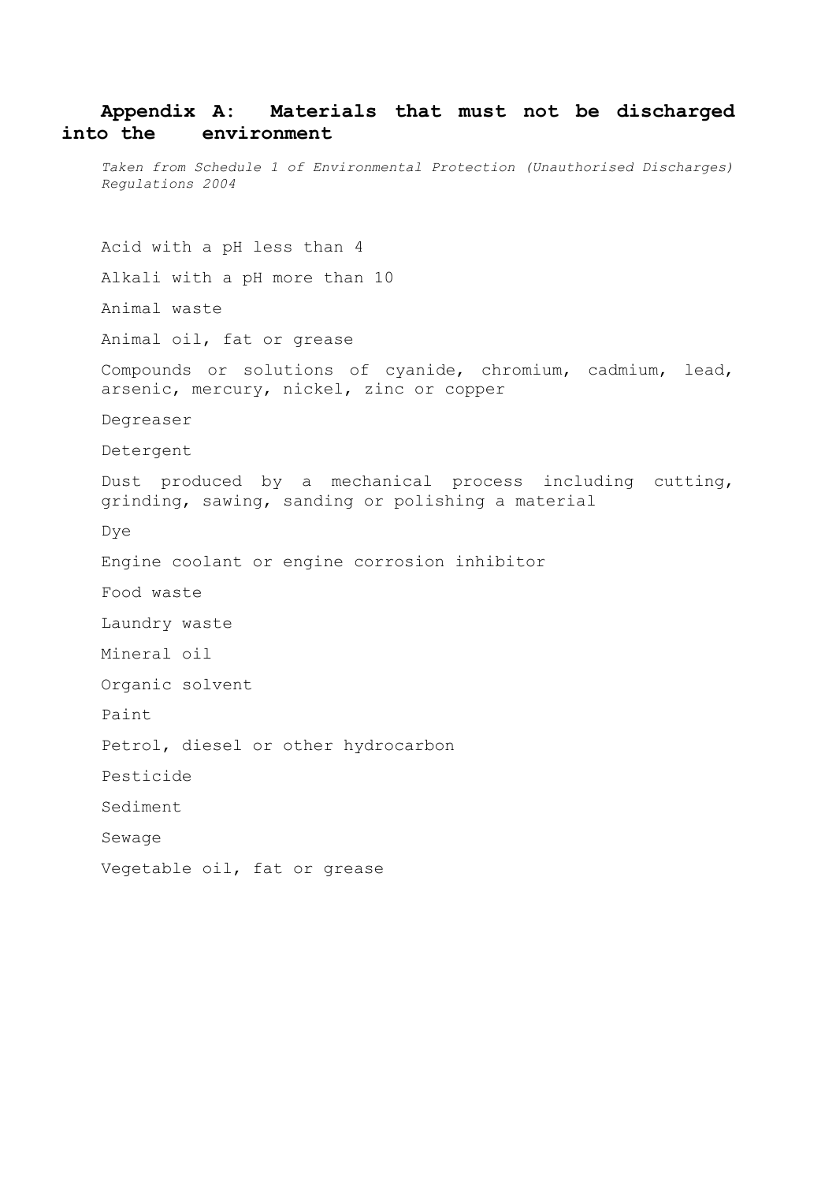## Appendix A: Materials that must not be discharged into the environment

*Taken from Schedule 1 of Environmental Protection (Unauthorised Discharges) Regulations 2004*

Acid with a pH less than 4

Alkali with a pH more than 10

Animal waste

Animal oil, fat or grease

Compounds or solutions of cyanide, chromium, cadmium, lead, arsenic, mercury, nickel, zinc or copper

Degreaser

Detergent

Dust produced by a mechanical process including cutting, grinding, sawing, sanding or polishing a material

Dye

Engine coolant or engine corrosion inhibitor

Food waste

Laundry waste

Mineral oil

Organic solvent

Paint

Petrol, diesel or other hydrocarbon

Pesticide

Sediment

Sewage

Vegetable oil, fat or grease